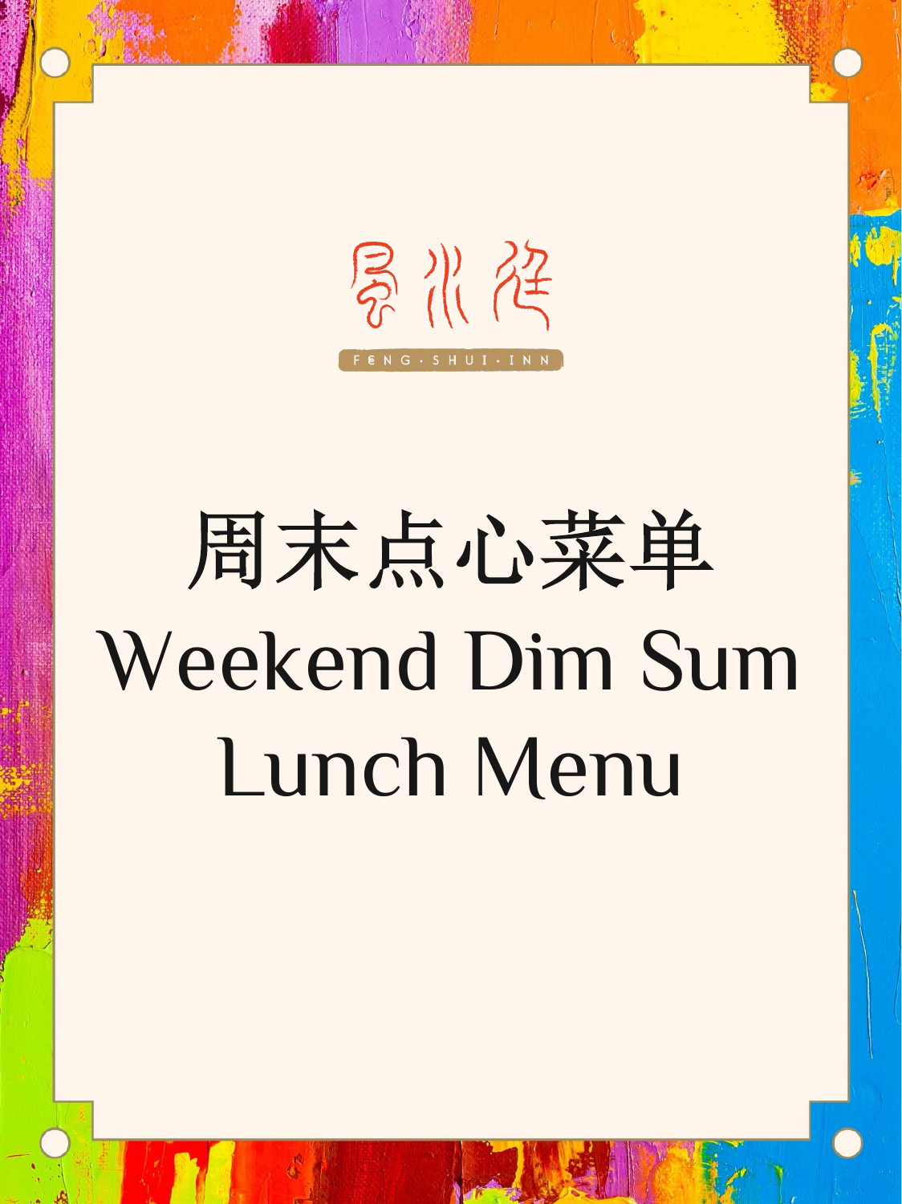風水院

FENG·SHUI·INN

# 周末点心菜单
# Weekend Dim Sum Lunch Menu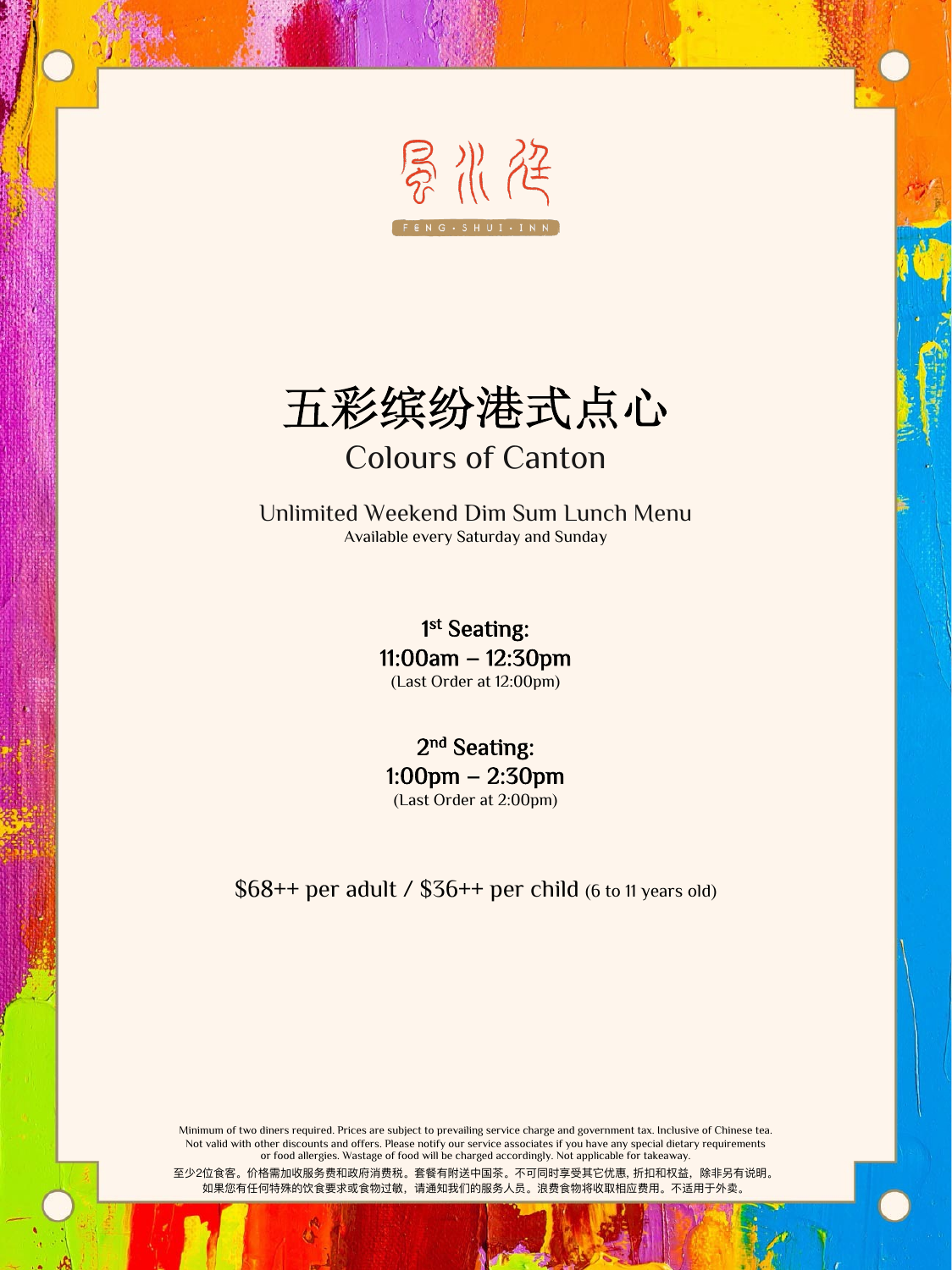風水廷

FENG · SHUI · INN

# 五彩缤纷港式点心

## Colours of Canton

### Unlimited Weekend Dim Sum Lunch Menu

Available every Saturday and Sunday

**1st Seating:**
**11:00am – 12:30pm**
(Last Order at 12:00pm)

**2nd Seating:**
**1:00pm – 2:30pm**
(Last Order at 2:00pm)

$68++ per adult / $36++ per child (6 to 11 years old)

Minimum of two diners required. Prices are subject to prevailing service charge and government tax. Inclusive of Chinese tea. Not valid with other discounts and offers. Please notify our service associates if you have any special dietary requirements or food allergies. Wastage of food will be charged accordingly. Not applicable for takeaway.

至少2位食客。价格需加收服务费和政府消费税。套餐有附送中国茶。不可同时享受其它优惠，折扣和权益，除非另有说明。如果您有任何特殊的饮食要求或食物过敏，请通知我们的服务人员。浪费食物将收取相应费用。不适用于外卖。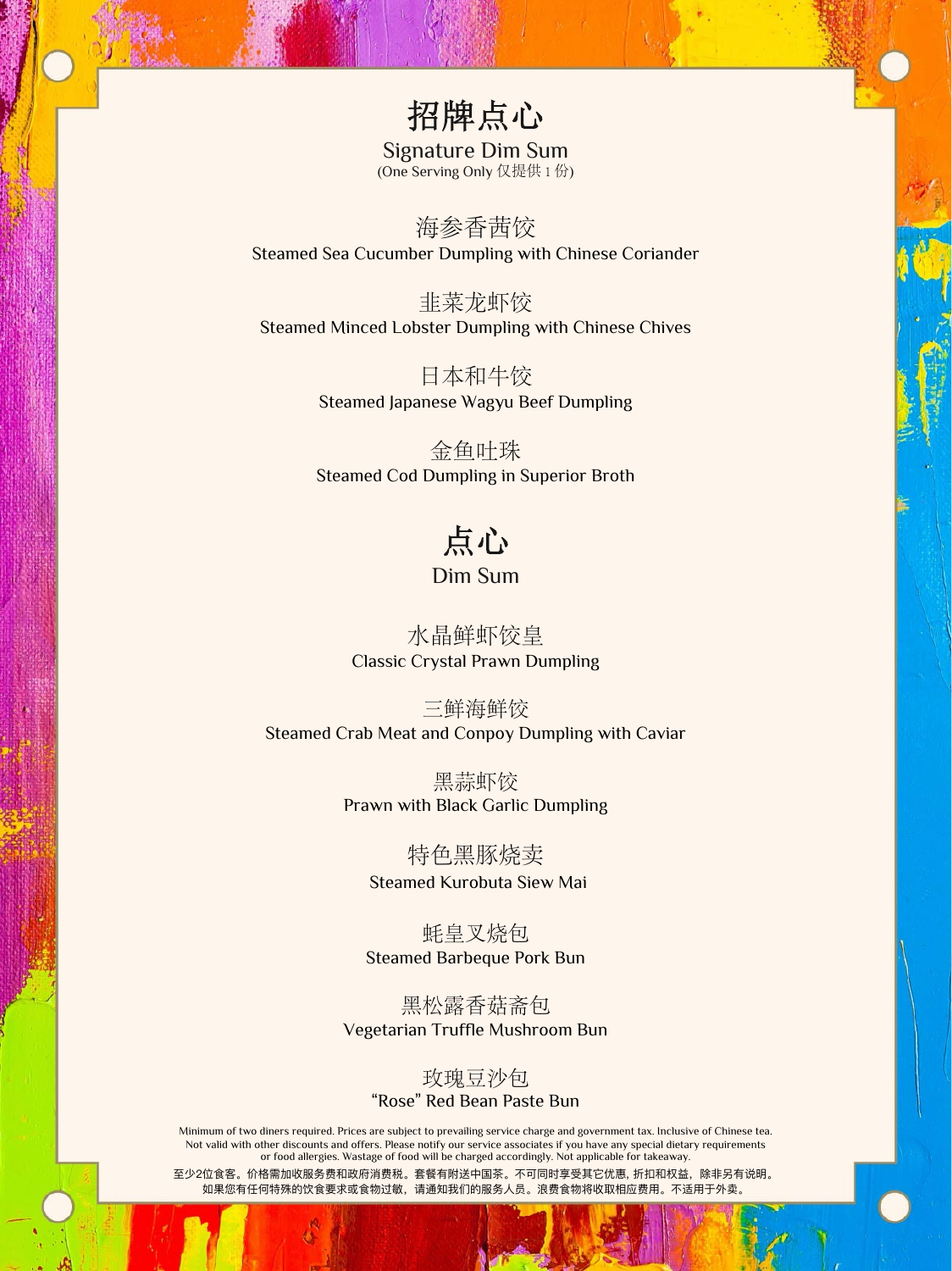# 招牌点心

## Signature Dim Sum

(One Serving Only 仅提供 1 份)

海参香茜饺
Steamed Sea Cucumber Dumpling with Chinese Coriander

韭菜龙虾饺
Steamed Minced Lobster Dumpling with Chinese Chives

日本和牛饺
Steamed Japanese Wagyu Beef Dumpling

金鱼吐珠
Steamed Cod Dumpling in Superior Broth

# 点心

## Dim Sum

水晶鲜虾饺皇
Classic Crystal Prawn Dumpling

三鲜海鲜饺
Steamed Crab Meat and Conpoy Dumpling with Caviar

黑蒜虾饺
Prawn with Black Garlic Dumpling

特色黑豚烧卖
Steamed Kurobuta Siew Mai

蚝皇叉烧包
Steamed Barbeque Pork Bun

黑松露香菇斋包
Vegetarian Truffle Mushroom Bun

玫瑰豆沙包
"Rose" Red Bean Paste Bun

Minimum of two diners required. Prices are subject to prevailing service charge and government tax. Inclusive of Chinese tea. Not valid with other discounts and offers. Please notify our service associates if you have any special dietary requirements or food allergies. Wastage of food will be charged accordingly. Not applicable for takeaway.

至少2位食客。价格需加收服务费和政府消费税。套餐有附送中国茶。不可同时享受其它优惠, 折扣和权益，除非另有说明。如果您有任何特殊的饮食要求或食物过敏，请通知我们的服务人员。浪费食物将收取相应费用。不适用于外卖。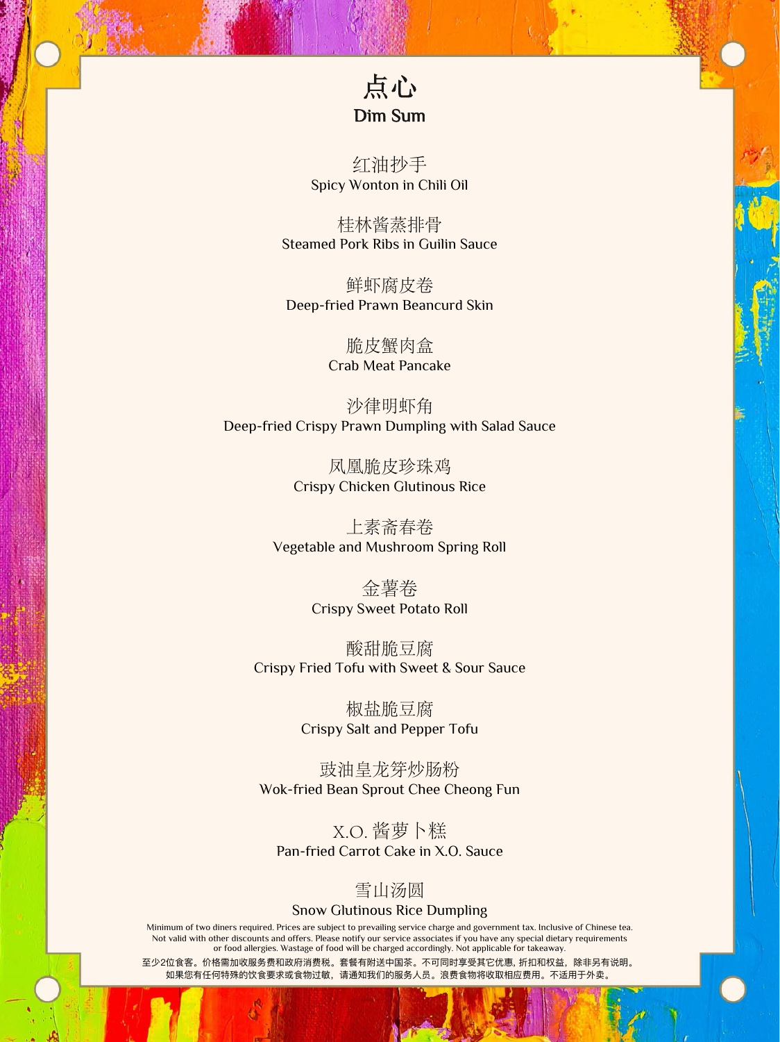# 点心
## Dim Sum

红油抄手
Spicy Wonton in Chili Oil

桂林酱蒸排骨
Steamed Pork Ribs in Guilin Sauce

鲜虾腐皮卷
Deep-fried Prawn Beancurd Skin

脆皮蟹肉盒
Crab Meat Pancake

沙律明虾角
Deep-fried Crispy Prawn Dumpling with Salad Sauce

凤凰脆皮珍珠鸡
Crispy Chicken Glutinous Rice

上素斋春卷
Vegetable and Mushroom Spring Roll

金薯卷
Crispy Sweet Potato Roll

酸甜脆豆腐
Crispy Fried Tofu with Sweet & Sour Sauce

椒盐脆豆腐
Crispy Salt and Pepper Tofu

豉油皇龙穿炒肠粉
Wok-fried Bean Sprout Chee Cheong Fun

X.O. 酱萝卜糕
Pan-fried Carrot Cake in X.O. Sauce

雪山汤圆
Snow Glutinous Rice Dumpling

Minimum of two diners required. Prices are subject to prevailing service charge and government tax. Inclusive of Chinese tea. Not valid with other discounts and offers. Please notify our service associates if you have any special dietary requirements or food allergies. Wastage of food will be charged accordingly. Not applicable for takeaway.

至少2位食客。价格需加收服务费和政府消费税。套餐有附送中国茶。不可同时享受其它优惠, 折扣和权益，除非另有说明。如果您有任何特殊的饮食要求或食物过敏，请通知我们的服务人员。浪费食物将收取相应费用。不适用于外卖。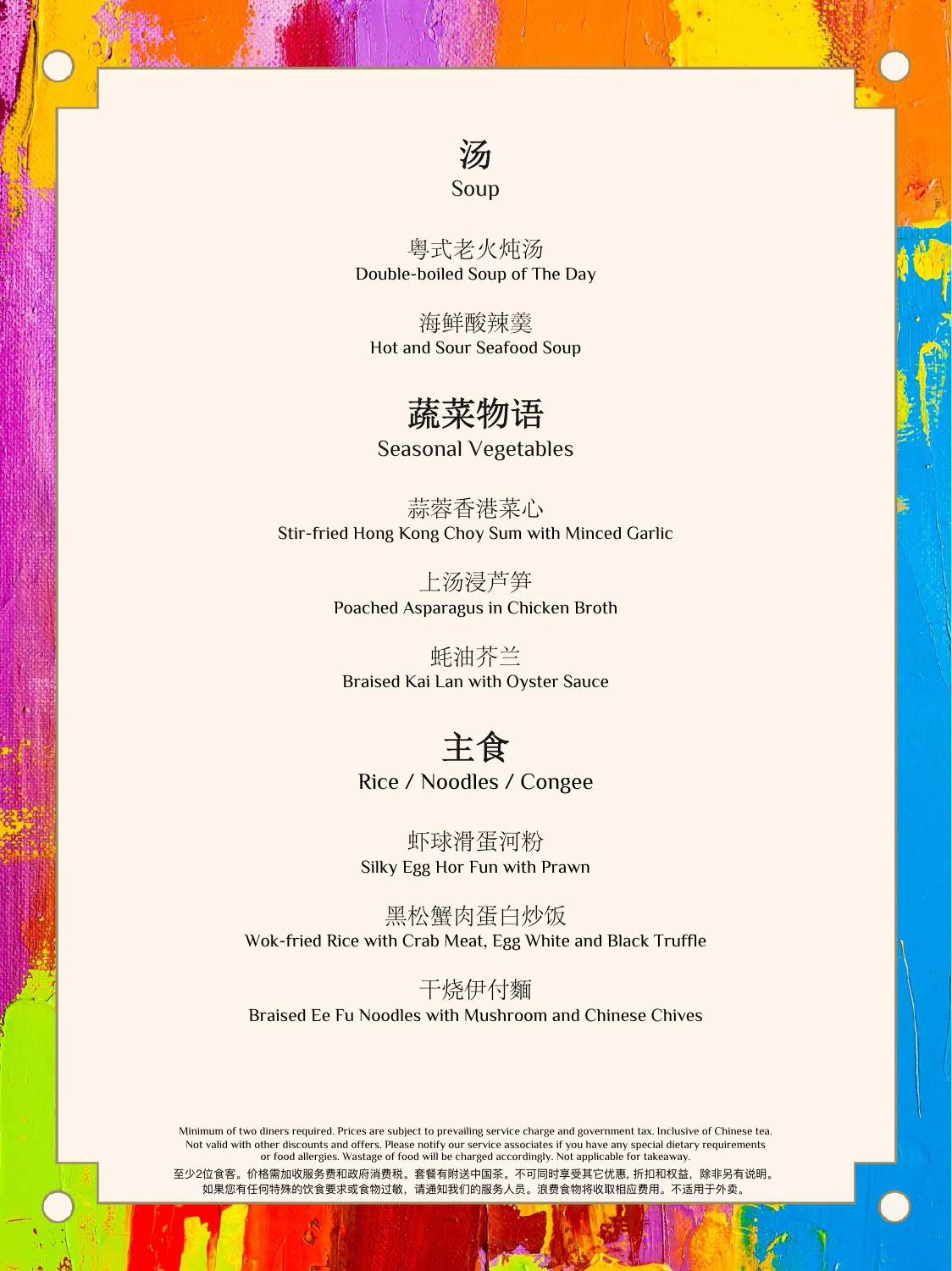## 汤
## Soup

粤式老火炖汤
Double-boiled Soup of The Day

海鲜酸辣羹
Hot and Sour Seafood Soup

## 蔬菜物语
## Seasonal Vegetables

蒜蓉香港菜心
Stir-fried Hong Kong Choy Sum with Minced Garlic

上汤浸芦笋
Poached Asparagus in Chicken Broth

蚝油芥兰
Braised Kai Lan with Oyster Sauce

## 主食
## Rice / Noodles / Congee

虾球滑蛋河粉
Silky Egg Hor Fun with Prawn

黑松蟹肉蛋白炒饭
Wok-fried Rice with Crab Meat, Egg White and Black Truffle

干烧伊付麵
Braised Ee Fu Noodles with Mushroom and Chinese Chives

Minimum of two diners required. Prices are subject to prevailing service charge and government tax. Inclusive of Chinese tea. Not valid with other discounts and offers. Please notify our service associates if you have any special dietary requirements or food allergies. Wastage of food will be charged accordingly. Not applicable for takeaway.

至少2位食客。价格需加收服务费和政府消费税。套餐有附送中国茶。不可同时享受其它优惠, 折扣和权益，除非另有说明。如果您有任何特殊的饮食要求或食物过敏，请通知我们的服务人员。浪费食物将收取相应费用。不适用于外卖。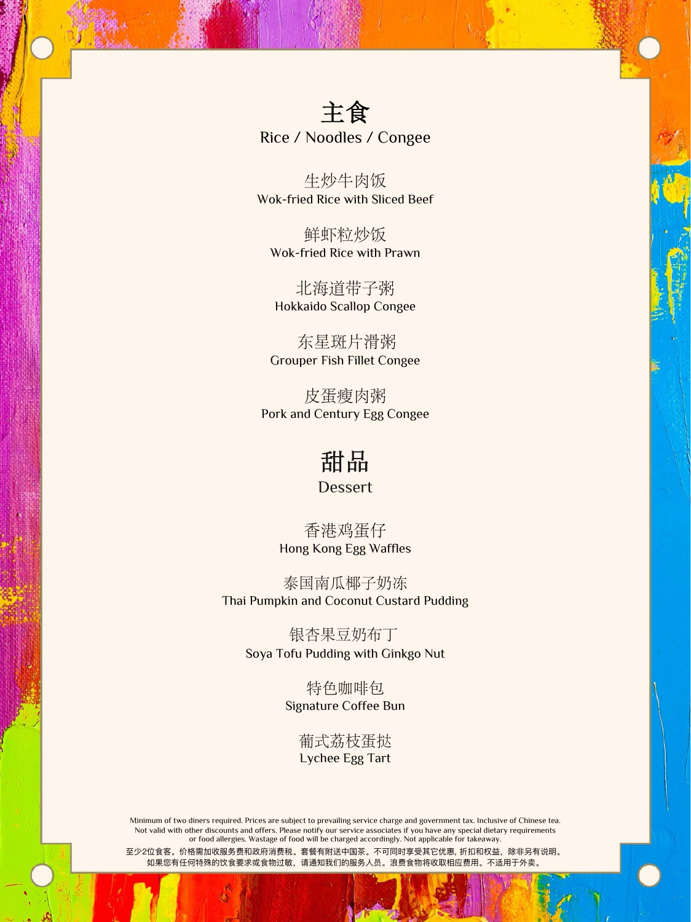# 主食

Rice / Noodles / Congee

生炒牛肉饭
Wok-fried Rice with Sliced Beef

鲜虾粒炒饭
Wok-fried Rice with Prawn

北海道带子粥
Hokkaido Scallop Congee

东星斑片滑粥
Grouper Fish Fillet Congee

皮蛋瘦肉粥
Pork and Century Egg Congee

# 甜品

Dessert

香港鸡蛋仔
Hong Kong Egg Waffles

泰国南瓜椰子奶冻
Thai Pumpkin and Coconut Custard Pudding

银杏果豆奶布丁
Soya Tofu Pudding with Ginkgo Nut

特色咖啡包
Signature Coffee Bun

葡式荔枝蛋挞
Lychee Egg Tart

Minimum of two diners required. Prices are subject to prevailing service charge and government tax. Inclusive of Chinese tea. Not valid with other discounts and offers. Please notify our service associates if you have any special dietary requirements or food allergies. Wastage of food will be charged accordingly. Not applicable for takeaway.

至少2位食客。价格需加收服务费和政府消费税。套餐有附送中国茶。不可同时享受其它优惠, 折扣和权益，除非另有说明。如果您有任何特殊的饮食要求或食物过敏，请通知我们的服务人员。浪费食物将收取相应费用。不适用于外卖。